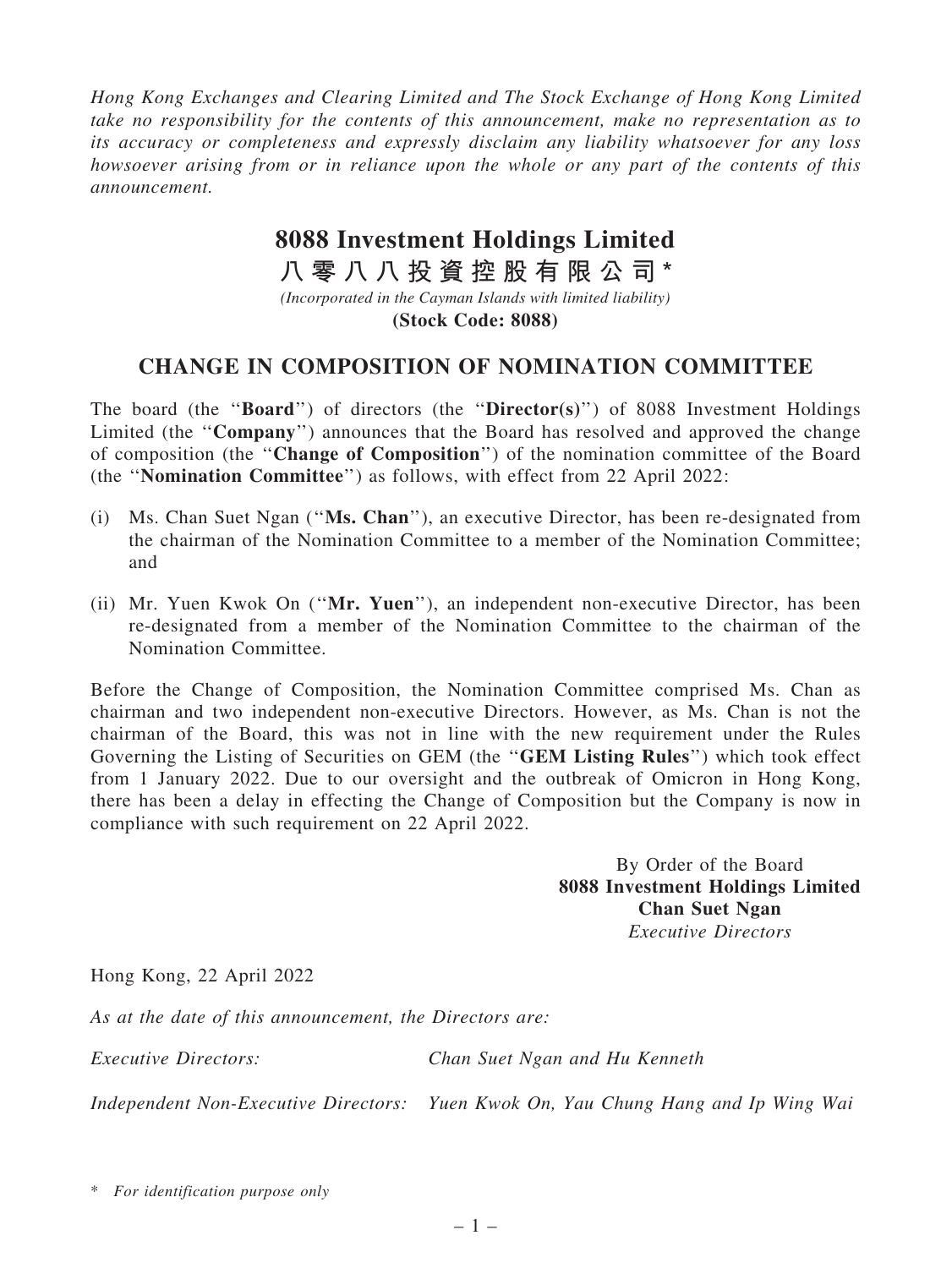*Hong Kong Exchanges and Clearing Limited and The Stock Exchange of Hong Kong Limited take no responsibility for the contents of this announcement, make no representation as to its accuracy or completeness and expressly disclaim any liability whatsoever for any loss howsoever arising from or in reliance upon the whole or any part of the contents of this announcement.*

# 8088 Investment Holdings Limited

# 八零八八投資控股有限公司*

*(Incorporated in the Cayman Islands with limited liability)*

**(Stock Code: 8088)**

## CHANGE IN COMPOSITION OF NOMINATION COMMITTEE

The board (the "**Board**") of directors (the "**Director(s)**") of 8088 Investment Holdings Limited (the "**Company**") announces that the Board has resolved and approved the change of composition (the "**Change of Composition**") of the nomination committee of the Board (the "**Nomination Committee**") as follows, with effect from 22 April 2022:

(i) Ms. Chan Suet Ngan ("**Ms. Chan**"), an executive Director, has been re-designated from the chairman of the Nomination Committee to a member of the Nomination Committee; and

(ii) Mr. Yuen Kwok On ("**Mr. Yuen**"), an independent non-executive Director, has been re-designated from a member of the Nomination Committee to the chairman of the Nomination Committee.

Before the Change of Composition, the Nomination Committee comprised Ms. Chan as chairman and two independent non-executive Directors. However, as Ms. Chan is not the chairman of the Board, this was not in line with the new requirement under the Rules Governing the Listing of Securities on GEM (the "**GEM Listing Rules**") which took effect from 1 January 2022. Due to our oversight and the outbreak of Omicron in Hong Kong, there has been a delay in effecting the Change of Composition but the Company is now in compliance with such requirement on 22 April 2022.

By Order of the Board
**8088 Investment Holdings Limited**
**Chan Suet Ngan**
*Executive Directors*

Hong Kong, 22 April 2022

*As at the date of this announcement, the Directors are:*

*Executive Directors:* Chan Suet Ngan and Hu Kenneth

*Independent Non-Executive Directors:* Yuen Kwok On, Yau Chung Hang and Ip Wing Wai

\* *For identification purpose only*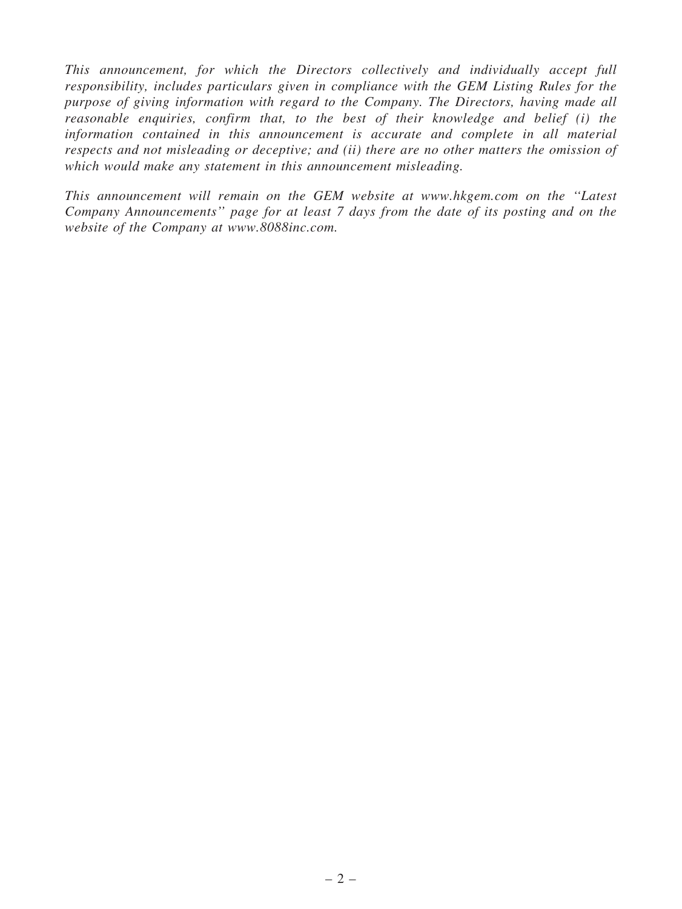*This announcement, for which the Directors collectively and individually accept full responsibility, includes particulars given in compliance with the GEM Listing Rules for the purpose of giving information with regard to the Company. The Directors, having made all reasonable enquiries, confirm that, to the best of their knowledge and belief (i) the information contained in this announcement is accurate and complete in all material respects and not misleading or deceptive; and (ii) there are no other matters the omission of which would make any statement in this announcement misleading.*

*This announcement will remain on the GEM website at www.hkgem.com on the ''Latest Company Announcements'' page for at least 7 days from the date of its posting and on the website of the Company at www.8088inc.com.*